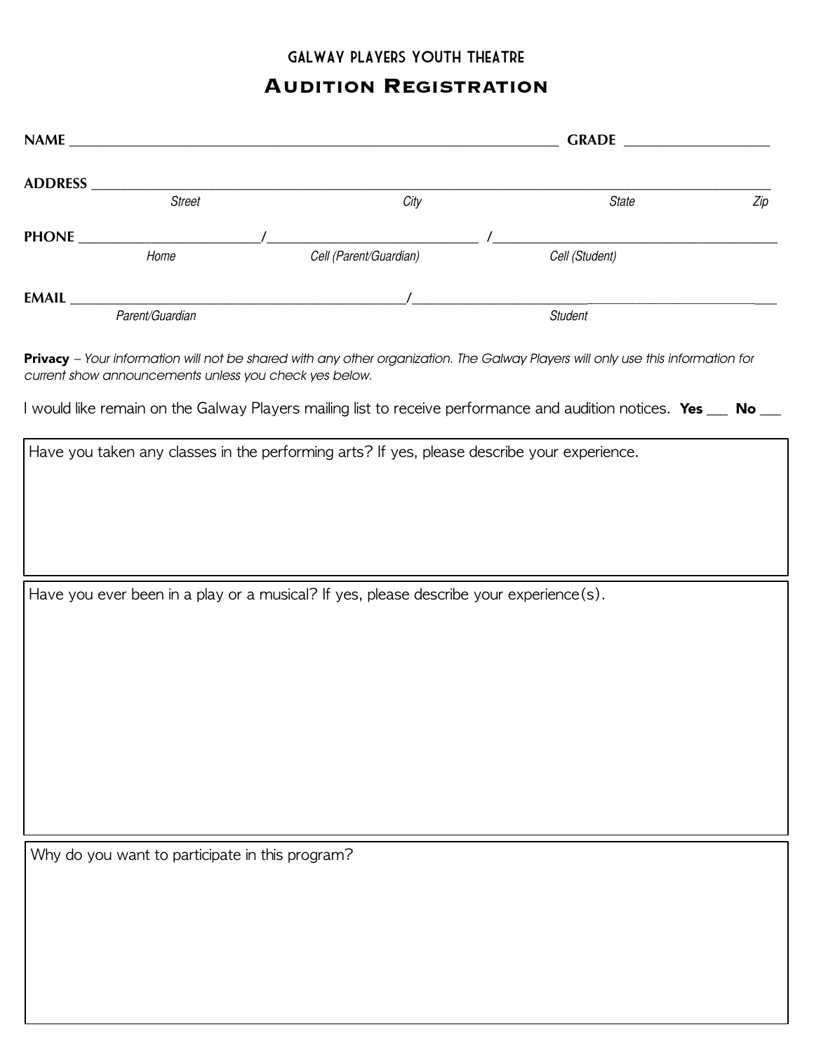GALWAY PLAYERS YOUTH THEATRE

# Audition Registration

**NAME** ________________________________________ **GRADE** ______________

**ADDRESS** ____________________________________________________________
*Street* *City* *State* *Zip*

**PHONE** ________________/__________________/______________________
*Home* *Cell (Parent/Guardian)* *Cell (Student)*

**EMAIL** ______________________________/______________________________
*Parent/Guardian* *Student*

**Privacy** – *Your information will not be shared with any other organization. The Galway Players will only use this information for current show announcements unless you check yes below.*

I would like remain on the Galway Players mailing list to receive performance and audition notices. **Yes** ___ **No** ___

Have you taken any classes in the performing arts? If yes, please describe your experience.

Have you ever been in a play or a musical? If yes, please describe your experience(s).

Why do you want to participate in this program?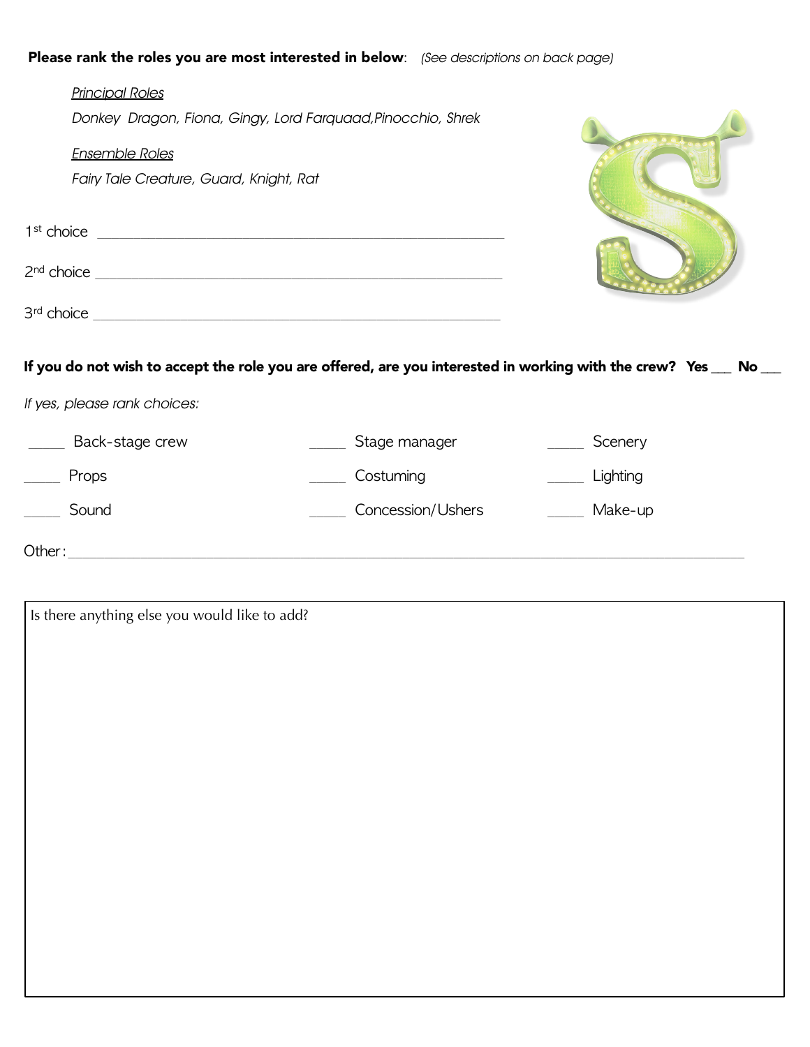**Please rank the roles you are most interested in below**: *(See descriptions on back page)*

*Principal Roles*

*Donkey Dragon, Fiona, Gingy, Lord Farquaad,Pinocchio, Shrek*

*Ensemble Roles*

*Fairy Tale Creature, Guard, Knight, Rat*

1st choice \_\_\_\_\_\_\_\_\_\_\_\_\_\_\_\_\_\_\_\_\_\_\_\_\_\_\_\_\_\_\_\_\_\_\_\_\_\_\_\_\_\_\_\_\_\_\_\_\_\_\_\_

2nd choice \_\_\_\_\_\_\_\_\_\_\_\_\_\_\_\_\_\_\_\_\_\_\_\_\_\_\_\_\_\_\_\_\_\_\_\_\_\_\_\_\_\_\_\_\_\_\_\_\_\_\_\_

3rd choice \_\_\_\_\_\_\_\_\_\_\_\_\_\_\_\_\_\_\_\_\_\_\_\_\_\_\_\_\_\_\_\_\_\_\_\_\_\_\_\_\_\_\_\_\_\_\_\_\_\_\_\_

**If you do not wish to accept the role you are offered, are you interested in working with the crew? Yes \_\_\_ No \_\_\_**

*If yes, please rank choices:*

\_\_\_\_\_ Back-stage crew &nbsp;&nbsp;&nbsp; \_\_\_\_\_ Stage manager &nbsp;&nbsp;&nbsp; \_\_\_\_\_ Scenery

\_\_\_\_\_ Props &nbsp;&nbsp;&nbsp; \_\_\_\_\_ Costuming &nbsp;&nbsp;&nbsp; \_\_\_\_\_ Lighting

\_\_\_\_\_ Sound &nbsp;&nbsp;&nbsp; \_\_\_\_\_ Concession/Ushers &nbsp;&nbsp;&nbsp; \_\_\_\_\_ Make-up

Other:\_\_\_\_\_\_\_\_\_\_\_\_\_\_\_\_\_\_\_\_\_\_\_\_\_\_\_\_\_\_\_\_\_\_\_\_\_\_\_\_\_\_\_\_\_\_\_\_\_\_\_\_\_\_\_\_\_\_\_\_\_\_\_\_\_\_\_\_\_\_\_\_\_\_\_\_\_\_\_\_

Is there anything else you would like to add?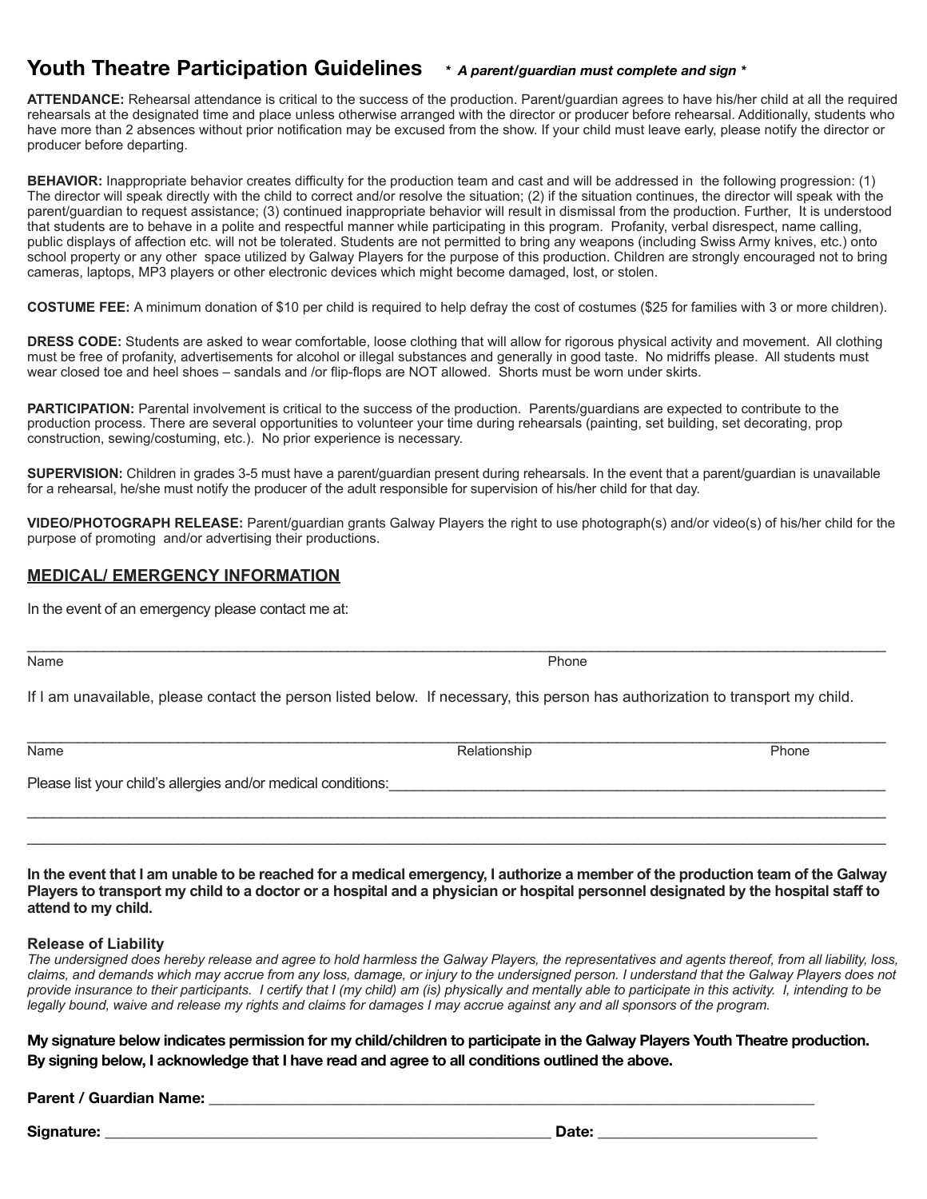# Youth Theatre Participation Guidelines *\* A parent/guardian must complete and sign \**

**ATTENDANCE:** Rehearsal attendance is critical to the success of the production. Parent/guardian agrees to have his/her child at all the required rehearsals at the designated time and place unless otherwise arranged with the director or producer before rehearsal. Additionally, students who have more than 2 absences without prior notification may be excused from the show. If your child must leave early, please notify the director or producer before departing.

**BEHAVIOR:** Inappropriate behavior creates difficulty for the production team and cast and will be addressed in the following progression: (1) The director will speak directly with the child to correct and/or resolve the situation; (2) if the situation continues, the director will speak with the parent/guardian to request assistance; (3) continued inappropriate behavior will result in dismissal from the production. Further, It is understood that students are to behave in a polite and respectful manner while participating in this program. Profanity, verbal disrespect, name calling, public displays of affection etc. will not be tolerated. Students are not permitted to bring any weapons (including Swiss Army knives, etc.) onto school property or any other space utilized by Galway Players for the purpose of this production. Children are strongly encouraged not to bring cameras, laptops, MP3 players or other electronic devices which might become damaged, lost, or stolen.

**COSTUME FEE:** A minimum donation of $10 per child is required to help defray the cost of costumes ($25 for families with 3 or more children).

**DRESS CODE:** Students are asked to wear comfortable, loose clothing that will allow for rigorous physical activity and movement. All clothing must be free of profanity, advertisements for alcohol or illegal substances and generally in good taste. No midriffs please. All students must wear closed toe and heel shoes – sandals and /or flip-flops are NOT allowed. Shorts must be worn under skirts.

**PARTICIPATION:** Parental involvement is critical to the success of the production. Parents/guardians are expected to contribute to the production process. There are several opportunities to volunteer your time during rehearsals (painting, set building, set decorating, prop construction, sewing/costuming, etc.). No prior experience is necessary.

**SUPERVISION:** Children in grades 3-5 must have a parent/guardian present during rehearsals. In the event that a parent/guardian is unavailable for a rehearsal, he/she must notify the producer of the adult responsible for supervision of his/her child for that day.

**VIDEO/PHOTOGRAPH RELEASE:** Parent/guardian grants Galway Players the right to use photograph(s) and/or video(s) of his/her child for the purpose of promoting and/or advertising their productions.

## <u>MEDICAL/ EMERGENCY INFORMATION</u>

In the event of an emergency please contact me at:

______________________________________________________________________________

Name Phone

If I am unavailable, please contact the person listed below. If necessary, this person has authorization to transport my child.

______________________________________________________________________________

Name Relationship Phone

Please list your child's allergies and/or medical conditions:______________________________________________

______________________________________________________________________________

______________________________________________________________________________

**In the event that I am unable to be reached for a medical emergency, I authorize a member of the production team of the Galway Players to transport my child to a doctor or a hospital and a physician or hospital personnel designated by the hospital staff to attend to my child.**

### Release of Liability

*The undersigned does hereby release and agree to hold harmless the Galway Players, the representatives and agents thereof, from all liability, loss, claims, and demands which may accrue from any loss, damage, or injury to the undersigned person. I understand that the Galway Players does not provide insurance to their participants. I certify that I (my child) am (is) physically and mentally able to participate in this activity. I, intending to be legally bound, waive and release my rights and claims for damages I may accrue against any and all sponsors of the program.*

**My signature below indicates permission for my child/children to participate in the Galway Players Youth Theatre production. By signing below, I acknowledge that I have read and agree to all conditions outlined the above.**

**Parent / Guardian Name:** ______________________________________________________________

**Signature:** ____________________________________________ **Date:** ______________________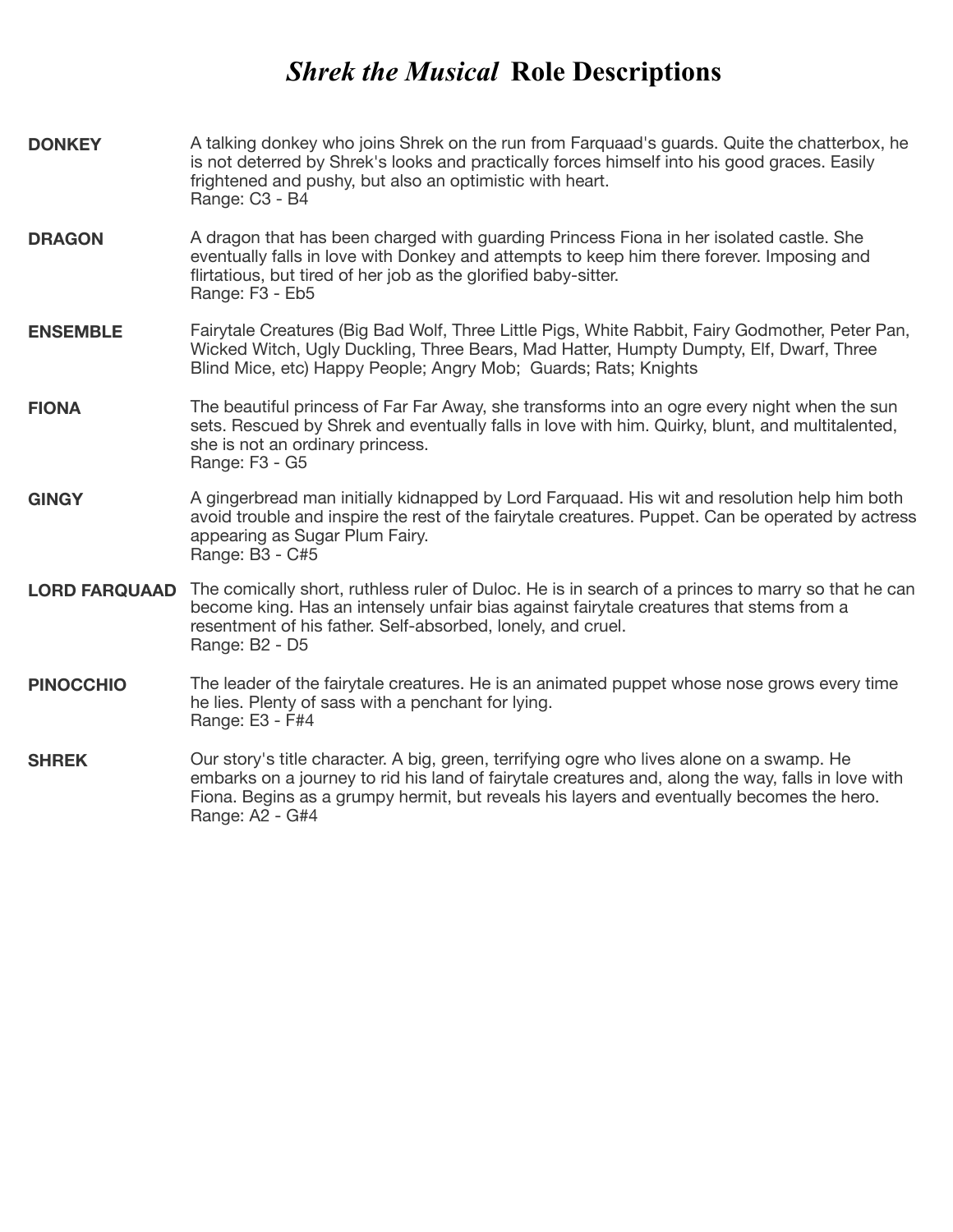# *Shrek the Musical* Role Descriptions

**DONKEY**

A talking donkey who joins Shrek on the run from Farquaad's guards. Quite the chatterbox, he is not deterred by Shrek's looks and practically forces himself into his good graces. Easily frightened and pushy, but also an optimistic with heart.
Range: C3 - B4

**DRAGON**

A dragon that has been charged with guarding Princess Fiona in her isolated castle. She eventually falls in love with Donkey and attempts to keep him there forever. Imposing and flirtatious, but tired of her job as the glorified baby-sitter.
Range: F3 - Eb5

**ENSEMBLE**

Fairytale Creatures (Big Bad Wolf, Three Little Pigs, White Rabbit, Fairy Godmother, Peter Pan, Wicked Witch, Ugly Duckling, Three Bears, Mad Hatter, Humpty Dumpty, Elf, Dwarf, Three Blind Mice, etc) Happy People; Angry Mob; Guards; Rats; Knights

**FIONA**

The beautiful princess of Far Far Away, she transforms into an ogre every night when the sun sets. Rescued by Shrek and eventually falls in love with him. Quirky, blunt, and multitalented, she is not an ordinary princess.
Range: F3 - G5

**GINGY**

A gingerbread man initially kidnapped by Lord Farquaad. His wit and resolution help him both avoid trouble and inspire the rest of the fairytale creatures. Puppet. Can be operated by actress appearing as Sugar Plum Fairy.
Range: B3 - C#5

**LORD FARQUAAD**

The comically short, ruthless ruler of Duloc. He is in search of a princes to marry so that he can become king. Has an intensely unfair bias against fairytale creatures that stems from a resentment of his father. Self-absorbed, lonely, and cruel.
Range: B2 - D5

**PINOCCHIO**

The leader of the fairytale creatures. He is an animated puppet whose nose grows every time he lies. Plenty of sass with a penchant for lying.
Range: E3 - F#4

**SHREK**

Our story's title character. A big, green, terrifying ogre who lives alone on a swamp. He embarks on a journey to rid his land of fairytale creatures and, along the way, falls in love with Fiona. Begins as a grumpy hermit, but reveals his layers and eventually becomes the hero.
Range: A2 - G#4